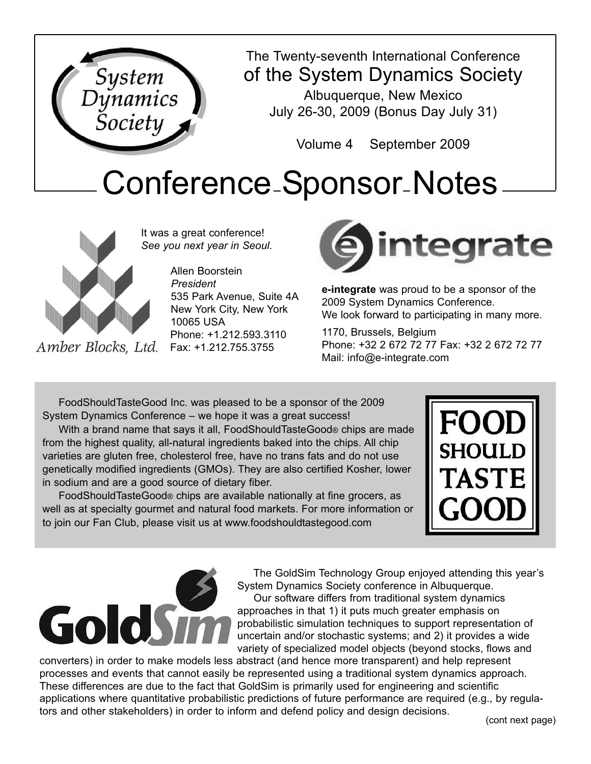The Twenty-seventh International Conference
of the System Dynamics Society

Albuquerque, New Mexico
July 26-30, 2009 (Bonus Day July 31)

Volume 4 September 2009

# Conference Sponsor Notes

Amber Blocks, Ltd.

It was a great conference!
*See you next year in Seoul.*

Allen Boorstein
*President*
535 Park Avenue, Suite 4A
New York City, New York
10065 USA
Phone: +1.212.593.3110
Fax: +1.212.755.3755

e-integrate

**e-integrate** was proud to be a sponsor of the 2009 System Dynamics Conference. We look forward to participating in many more.

1170, Brussels, Belgium
Phone: +32 2 672 72 77 Fax: +32 2 672 72 77
Mail: info@e-integrate.com

FOOD SHOULD TASTE GOOD

FoodShouldTasteGood Inc. was pleased to be a sponsor of the 2009 System Dynamics Conference – we hope it was a great success!

With a brand name that says it all, FoodShouldTasteGood® chips are made from the highest quality, all-natural ingredients baked into the chips. All chip varieties are gluten free, cholesterol free, have no trans fats and do not use genetically modified ingredients (GMOs). They are also certified Kosher, lower in sodium and are a good source of dietary fiber.

FoodShouldTasteGood® chips are available nationally at fine grocers, as well as at specialty gourmet and natural food markets. For more information or to join our Fan Club, please visit us at www.foodshouldtastegood.com

GoldSim

The GoldSim Technology Group enjoyed attending this year's System Dynamics Society conference in Albuquerque.

Our software differs from traditional system dynamics approaches in that 1) it puts much greater emphasis on probabilistic simulation techniques to support representation of uncertain and/or stochastic systems; and 2) it provides a wide variety of specialized model objects (beyond stocks, flows and converters) in order to make models less abstract (and hence more transparent) and help represent processes and events that cannot easily be represented using a traditional system dynamics approach. These differences are due to the fact that GoldSim is primarily used for engineering and scientific applications where quantitative probabilistic predictions of future performance are required (e.g., by regulators and other stakeholders) in order to inform and defend policy and design decisions.

(cont next page)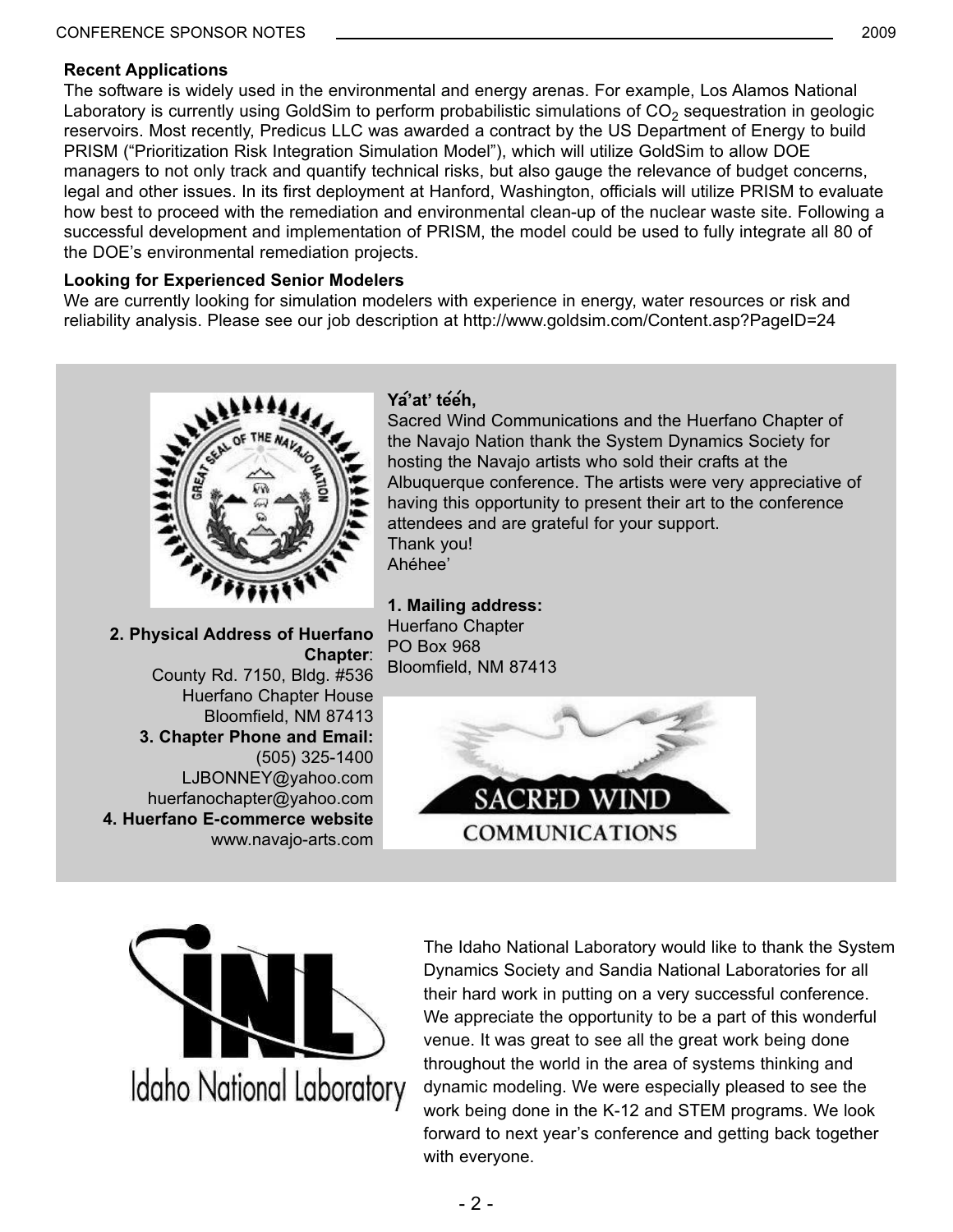**Recent Applications**

The software is widely used in the environmental and energy arenas. For example, Los Alamos National Laboratory is currently using GoldSim to perform probabilistic simulations of $CO_2$ sequestration in geologic reservoirs. Most recently, Predicus LLC was awarded a contract by the US Department of Energy to build PRISM ("Prioritization Risk Integration Simulation Model"), which will utilize GoldSim to allow DOE managers to not only track and quantify technical risks, but also gauge the relevance of budget concerns, legal and other issues. In its first deployment at Hanford, Washington, officials will utilize PRISM to evaluate how best to proceed with the remediation and environmental clean-up of the nuclear waste site. Following a successful development and implementation of PRISM, the model could be used to fully integrate all 80 of the DOE's environmental remediation projects.

**Looking for Experienced Senior Modelers**

We are currently looking for simulation modelers with experience in energy, water resources or risk and reliability analysis. Please see our job description at http://www.goldsim.com/Content.asp?PageID=24

**Yá'át'ééh,**

Sacred Wind Communications and the Huerfano Chapter of the Navajo Nation thank the System Dynamics Society for hosting the Navajo artists who sold their crafts at the Albuquerque conference. The artists were very appreciative of having this opportunity to present their art to the conference attendees and are grateful for your support.
Thank you!
Ahéhee'

**1. Mailing address:**
Huerfano Chapter
PO Box 968
Bloomfield, NM 87413

**2. Physical Address of Huerfano Chapter**:
County Rd. 7150, Bldg. #536
Huerfano Chapter House
Bloomfield, NM 87413

**3. Chapter Phone and Email:**
(505) 325-1400
LJBONNEY@yahoo.com
huerfanochapter@yahoo.com

**4. Huerfano E-commerce website**
www.navajo-arts.com

The Idaho National Laboratory would like to thank the System Dynamics Society and Sandia National Laboratories for all their hard work in putting on a very successful conference. We appreciate the opportunity to be a part of this wonderful venue. It was great to see all the great work being done throughout the world in the area of systems thinking and dynamic modeling. We were especially pleased to see the work being done in the K-12 and STEM programs. We look forward to next year's conference and getting back together with everyone.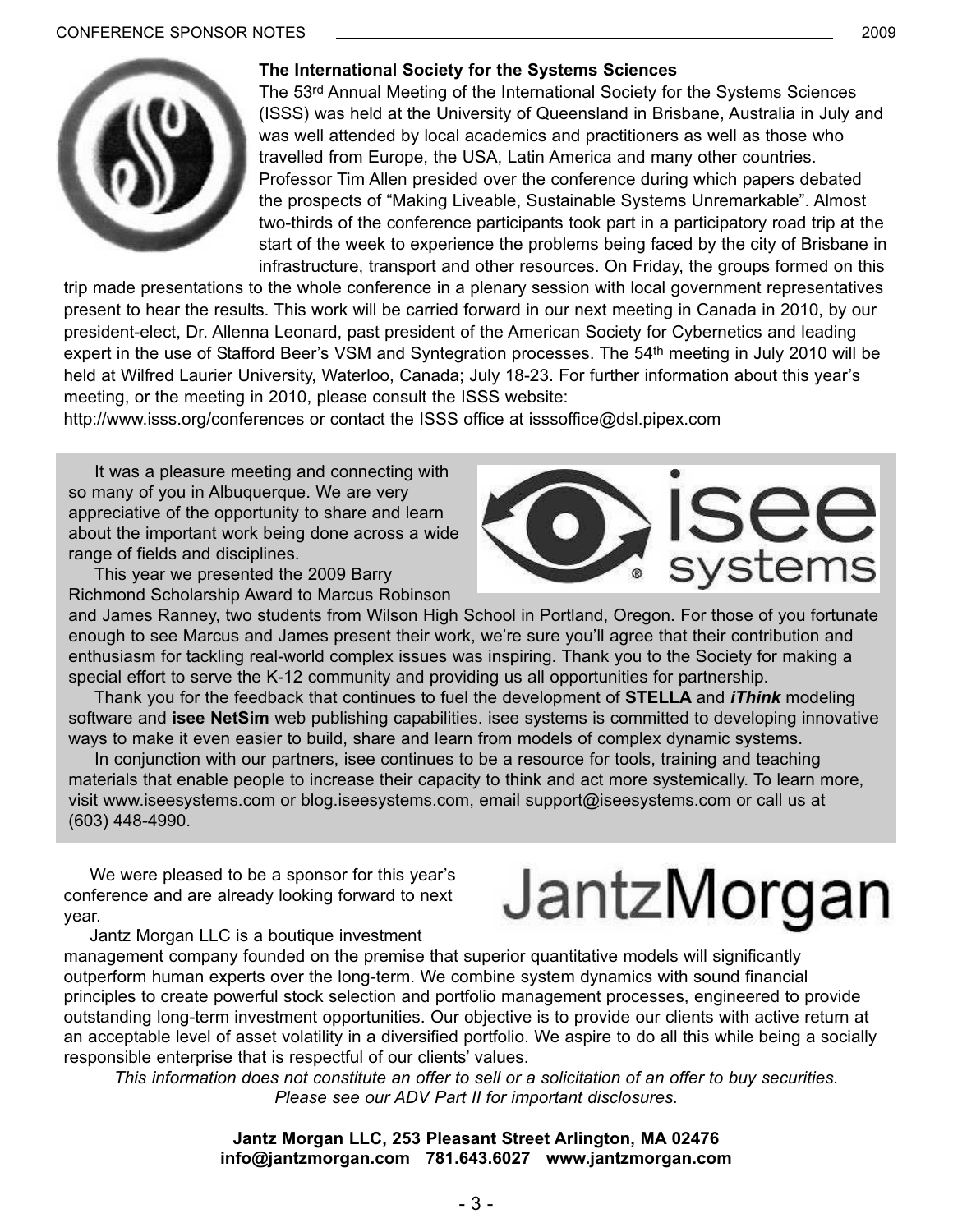### The International Society for the Systems Sciences

The 53rd Annual Meeting of the International Society for the Systems Sciences (ISSS) was held at the University of Queensland in Brisbane, Australia in July and was well attended by local academics and practitioners as well as those who travelled from Europe, the USA, Latin America and many other countries. Professor Tim Allen presided over the conference during which papers debated the prospects of "Making Liveable, Sustainable Systems Unremarkable". Almost two-thirds of the conference participants took part in a participatory road trip at the start of the week to experience the problems being faced by the city of Brisbane in infrastructure, transport and other resources. On Friday, the groups formed on this trip made presentations to the whole conference in a plenary session with local government representatives present to hear the results. This work will be carried forward in our next meeting in Canada in 2010, by our president-elect, Dr. Allenna Leonard, past president of the American Society for Cybernetics and leading expert in the use of Stafford Beer's VSM and Syntegration processes. The 54th meeting in July 2010 will be held at Wilfred Laurier University, Waterloo, Canada; July 18-23. For further information about this year's meeting, or the meeting in 2010, please consult the ISSS website: http://www.isss.org/conferences or contact the ISSS office at isssoffice@dsl.pipex.com

---

It was a pleasure meeting and connecting with so many of you in Albuquerque. We are very appreciative of the opportunity to share and learn about the important work being done across a wide range of fields and disciplines.

This year we presented the 2009 Barry Richmond Scholarship Award to Marcus Robinson and James Ranney, two students from Wilson High School in Portland, Oregon. For those of you fortunate enough to see Marcus and James present their work, we're sure you'll agree that their contribution and enthusiasm for tackling real-world complex issues was inspiring. Thank you to the Society for making a special effort to serve the K-12 community and providing us all opportunities for partnership.

Thank you for the feedback that continues to fuel the development of **STELLA** and ***iThink*** modeling software and **isee NetSim** web publishing capabilities. isee systems is committed to developing innovative ways to make it even easier to build, share and learn from models of complex dynamic systems.

In conjunction with our partners, isee continues to be a resource for tools, training and teaching materials that enable people to increase their capacity to think and act more systemically. To learn more, visit www.iseesystems.com or blog.iseesystems.com, email support@iseesystems.com or call us at (603) 448-4990.

---

We were pleased to be a sponsor for this year's conference and are already looking forward to next year.

Jantz Morgan LLC is a boutique investment management company founded on the premise that superior quantitative models will significantly outperform human experts over the long-term. We combine system dynamics with sound financial principles to create powerful stock selection and portfolio management processes, engineered to provide outstanding long-term investment opportunities. Our objective is to provide our clients with active return at an acceptable level of asset volatility in a diversified portfolio. We aspire to do all this while being a socially responsible enterprise that is respectful of our clients' values.

*This information does not constitute an offer to sell or a solicitation of an offer to buy securities. Please see our ADV Part II for important disclosures.*

**Jantz Morgan LLC, 253 Pleasant Street Arlington, MA 02476**
**info@jantzmorgan.com 781.643.6027 www.jantzmorgan.com**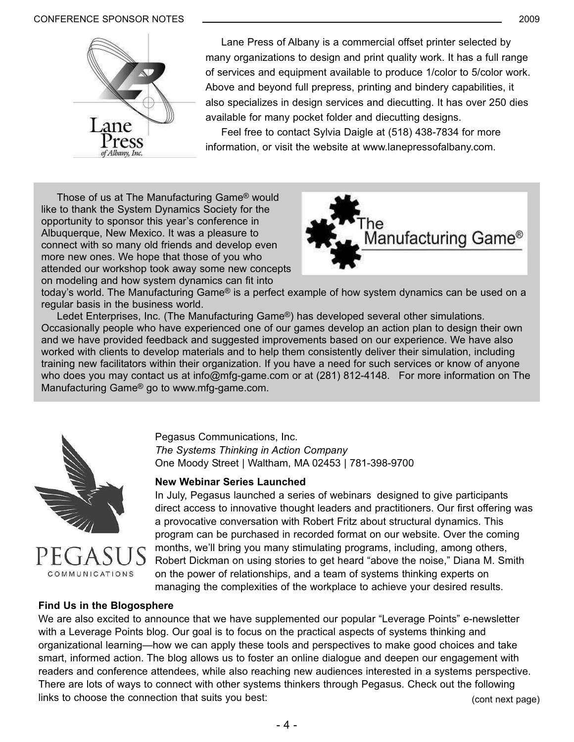Lane Press of Albany is a commercial offset printer selected by many organizations to design and print quality work. It has a full range of services and equipment available to produce 1/color to 5/color work. Above and beyond full prepress, printing and bindery capabilities, it also specializes in design services and diecutting. It has over 250 dies available for many pocket folder and diecutting designs.

Feel free to contact Sylvia Daigle at (518) 438-7834 for more information, or visit the website at www.lanepressofalbany.com.

Those of us at The Manufacturing Game® would like to thank the System Dynamics Society for the opportunity to sponsor this year's conference in Albuquerque, New Mexico. It was a pleasure to connect with so many old friends and develop even more new ones. We hope that those of you who attended our workshop took away some new concepts on modeling and how system dynamics can fit into today's world. The Manufacturing Game® is a perfect example of how system dynamics can be used on a regular basis in the business world.

Ledet Enterprises, Inc. (The Manufacturing Game®) has developed several other simulations. Occasionally people who have experienced one of our games develop an action plan to design their own and we have provided feedback and suggested improvements based on our experience. We have also worked with clients to develop materials and to help them consistently deliver their simulation, including training new facilitators within their organization. If you have a need for such services or know of anyone who does you may contact us at info@mfg-game.com or at (281) 812-4148. For more information on The Manufacturing Game® go to www.mfg-game.com.

Pegasus Communications, Inc.
*The Systems Thinking in Action Company*
One Moody Street | Waltham, MA 02453 | 781-398-9700

**New Webinar Series Launched**

In July, Pegasus launched a series of webinars designed to give participants direct access to innovative thought leaders and practitioners. Our first offering was a provocative conversation with Robert Fritz about structural dynamics. This program can be purchased in recorded format on our website. Over the coming months, we'll bring you many stimulating programs, including, among others, Robert Dickman on using stories to get heard "above the noise," Diana M. Smith on the power of relationships, and a team of systems thinking experts on managing the complexities of the workplace to achieve your desired results.

**Find Us in the Blogosphere**

We are also excited to announce that we have supplemented our popular "Leverage Points" e-newsletter with a Leverage Points blog. Our goal is to focus on the practical aspects of systems thinking and organizational learning—how we can apply these tools and perspectives to make good choices and take smart, informed action. The blog allows us to foster an online dialogue and deepen our engagement with readers and conference attendees, while also reaching new audiences interested in a systems perspective. There are lots of ways to connect with other systems thinkers through Pegasus. Check out the following links to choose the connection that suits you best:

(cont next page)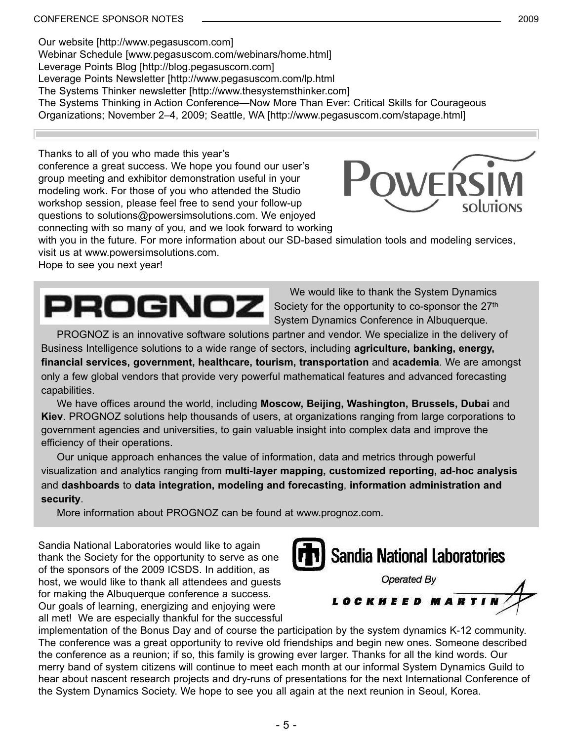Our website [http://www.pegasuscom.com]
Webinar Schedule [www.pegasuscom.com/webinars/home.html]
Leverage Points Blog [http://blog.pegasuscom.com]
Leverage Points Newsletter [http://www.pegasuscom.com/lp.html
The Systems Thinker newsletter [http://www.thesystemsthinker.com]
The Systems Thinking in Action Conference—Now More Than Ever: Critical Skills for Courageous Organizations; November 2–4, 2009; Seattle, WA [http://www.pegasuscom.com/stapage.html]

---

Thanks to all of you who made this year's conference a great success. We hope you found our user's group meeting and exhibitor demonstration useful in your modeling work. For those of you who attended the Studio workshop session, please feel free to send your follow-up questions to solutions@powersimsolutions.com. We enjoyed connecting with so many of you, and we look forward to working with you in the future. For more information about our SD-based simulation tools and modeling services, visit us at www.powersimsolutions.com.
Hope to see you next year!

---

We would like to thank the System Dynamics Society for the opportunity to co-sponsor the 27th System Dynamics Conference in Albuquerque.

PROGNOZ is an innovative software solutions partner and vendor. We specialize in the delivery of Business Intelligence solutions to a wide range of sectors, including **agriculture, banking, energy, financial services, government, healthcare, tourism, transportation** and **academia**. We are amongst only a few global vendors that provide very powerful mathematical features and advanced forecasting capabilities.

We have offices around the world, including **Moscow, Beijing, Washington, Brussels, Dubai** and **Kiev**. PROGNOZ solutions help thousands of users, at organizations ranging from large corporations to government agencies and universities, to gain valuable insight into complex data and improve the efficiency of their operations.

Our unique approach enhances the value of information, data and metrics through powerful visualization and analytics ranging from **multi-layer mapping, customized reporting, ad-hoc analysis** and **dashboards** to **data integration, modeling and forecasting**, **information administration and security**.

More information about PROGNOZ can be found at www.prognoz.com.

---

Sandia National Laboratories would like to again thank the Society for the opportunity to serve as one of the sponsors of the 2009 ICSDS. In addition, as host, we would like to thank all attendees and guests for making the Albuquerque conference a success. Our goals of learning, energizing and enjoying were all met! We are especially thankful for the successful implementation of the Bonus Day and of course the participation by the system dynamics K-12 community. The conference was a great opportunity to revive old friendships and begin new ones. Someone described the conference as a reunion; if so, this family is growing ever larger. Thanks for all the kind words. Our merry band of system citizens will continue to meet each month at our informal System Dynamics Guild to hear about nascent research projects and dry-runs of presentations for the next International Conference of the System Dynamics Society. We hope to see you all again at the next reunion in Seoul, Korea.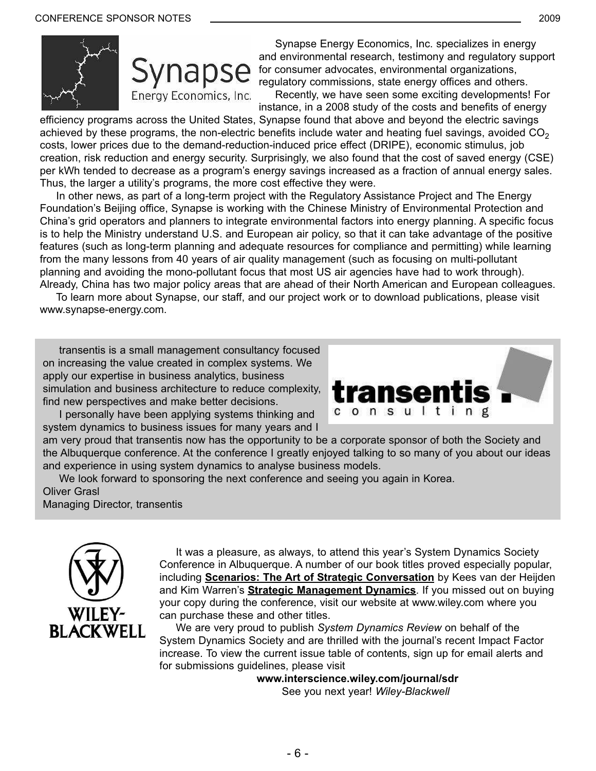Synapse Energy Economics, Inc. specializes in energy and environmental research, testimony and regulatory support for consumer advocates, environmental organizations, regulatory commissions, state energy offices and others.

Recently, we have seen some exciting developments! For instance, in a 2008 study of the costs and benefits of energy efficiency programs across the United States, Synapse found that above and beyond the electric savings achieved by these programs, the non-electric benefits include water and heating fuel savings, avoided $CO_2$ costs, lower prices due to the demand-reduction-induced price effect (DRIPE), economic stimulus, job creation, risk reduction and energy security. Surprisingly, we also found that the cost of saved energy (CSE) per kWh tended to decrease as a program's energy savings increased as a fraction of annual energy sales. Thus, the larger a utility's programs, the more cost effective they were.

In other news, as part of a long-term project with the Regulatory Assistance Project and The Energy Foundation's Beijing office, Synapse is working with the Chinese Ministry of Environmental Protection and China's grid operators and planners to integrate environmental factors into energy planning. A specific focus is to help the Ministry understand U.S. and European air policy, so that it can take advantage of the positive features (such as long-term planning and adequate resources for compliance and permitting) while learning from the many lessons from 40 years of air quality management (such as focusing on multi-pollutant planning and avoiding the mono-pollutant focus that most US air agencies have had to work through). Already, China has two major policy areas that are ahead of their North American and European colleagues.

To learn more about Synapse, our staff, and our project work or to download publications, please visit www.synapse-energy.com.

transentis is a small management consultancy focused on increasing the value created in complex systems. We apply our expertise in business analytics, business simulation and business architecture to reduce complexity, find new perspectives and make better decisions.

I personally have been applying systems thinking and system dynamics to business issues for many years and I am very proud that transentis now has the opportunity to be a corporate sponsor of both the Society and the Albuquerque conference. At the conference I greatly enjoyed talking to so many of you about our ideas and experience in using system dynamics to analyse business models.

We look forward to sponsoring the next conference and seeing you again in Korea.

Oliver Grasl
Managing Director, transentis

It was a pleasure, as always, to attend this year's System Dynamics Society Conference in Albuquerque. A number of our book titles proved especially popular, including **Scenarios: The Art of Strategic Conversation** by Kees van der Heijden and Kim Warren's **Strategic Management Dynamics**. If you missed out on buying your copy during the conference, visit our website at www.wiley.com where you can purchase these and other titles.

We are very proud to publish *System Dynamics Review* on behalf of the System Dynamics Society and are thrilled with the journal's recent Impact Factor increase. To view the current issue table of contents, sign up for email alerts and for submissions guidelines, please visit

**www.interscience.wiley.com/journal/sdr**

See you next year! *Wiley-Blackwell*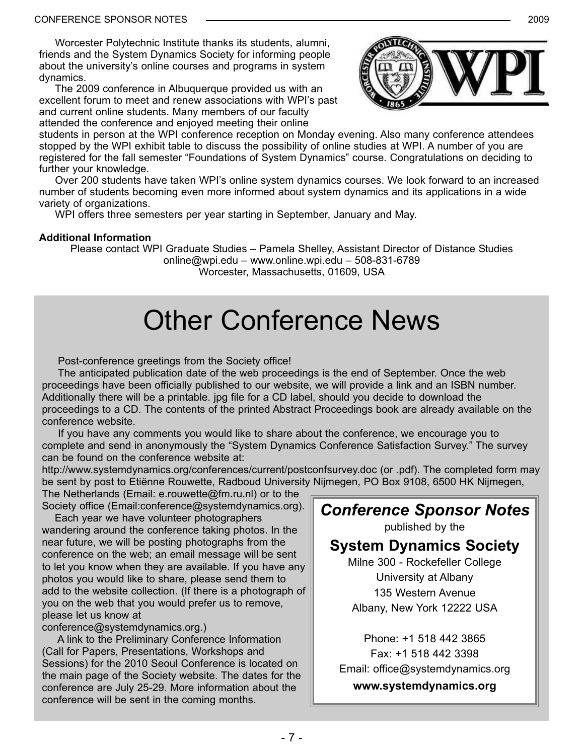Worcester Polytechnic Institute thanks its students, alumni, friends and the System Dynamics Society for informing people about the university's online courses and programs in system dynamics.

The 2009 conference in Albuquerque provided us with an excellent forum to meet and renew associations with WPI's past and current online students. Many members of our faculty attended the conference and enjoyed meeting their online students in person at the WPI conference reception on Monday evening. Also many conference attendees stopped by the WPI exhibit table to discuss the possibility of online studies at WPI. A number of you are registered for the fall semester "Foundations of System Dynamics" course. Congratulations on deciding to further your knowledge.

Over 200 students have taken WPI's online system dynamics courses. We look forward to an increased number of students becoming even more informed about system dynamics and its applications in a wide variety of organizations.

WPI offers three semesters per year starting in September, January and May.

**Additional Information**

Please contact WPI Graduate Studies – Pamela Shelley, Assistant Director of Distance Studies
online@wpi.edu – www.online.wpi.edu – 508-831-6789
Worcester, Massachusetts, 01609, USA

# Other Conference News

Post-conference greetings from the Society office!

The anticipated publication date of the web proceedings is the end of September. Once the web proceedings have been officially published to our website, we will provide a link and an ISBN number. Additionally there will be a printable. jpg file for a CD label, should you decide to download the proceedings to a CD. The contents of the printed Abstract Proceedings book are already available on the conference website.

If you have any comments you would like to share about the conference, we encourage you to complete and send in anonymously the "System Dynamics Conference Satisfaction Survey." The survey can be found on the conference website at:
http://www.systemdynamics.org/conferences/current/postconfsurvey.doc (or .pdf). The completed form may be sent by post to Etiënne Rouwette, Radboud University Nijmegen, PO Box 9108, 6500 HK Nijmegen, The Netherlands (Email: e.rouwette@fm.ru.nl) or to the Society office (Email:conference@systemdynamics.org).

Each year we have volunteer photographers wandering around the conference taking photos. In the near future, we will be posting photographs from the conference on the web; an email message will be sent to let you know when they are available. If you have any photos you would like to share, please send them to add to the website collection. (If there is a photograph of you on the web that you would prefer us to remove, please let us know at conference@systemdynamics.org.)

A link to the Preliminary Conference Information (Call for Papers, Presentations, Workshops and Sessions) for the 2010 Seoul Conference is located on the main page of the Society website. The dates for the conference are July 25-29. More information about the conference will be sent in the coming months.

***Conference Sponsor Notes***
published by the
**System Dynamics Society**
Milne 300 - Rockefeller College
University at Albany
135 Western Avenue
Albany, New York 12222 USA

Phone: +1 518 442 3865
Fax: +1 518 442 3398
Email: office@systemdynamics.org
**www.systemdynamics.org**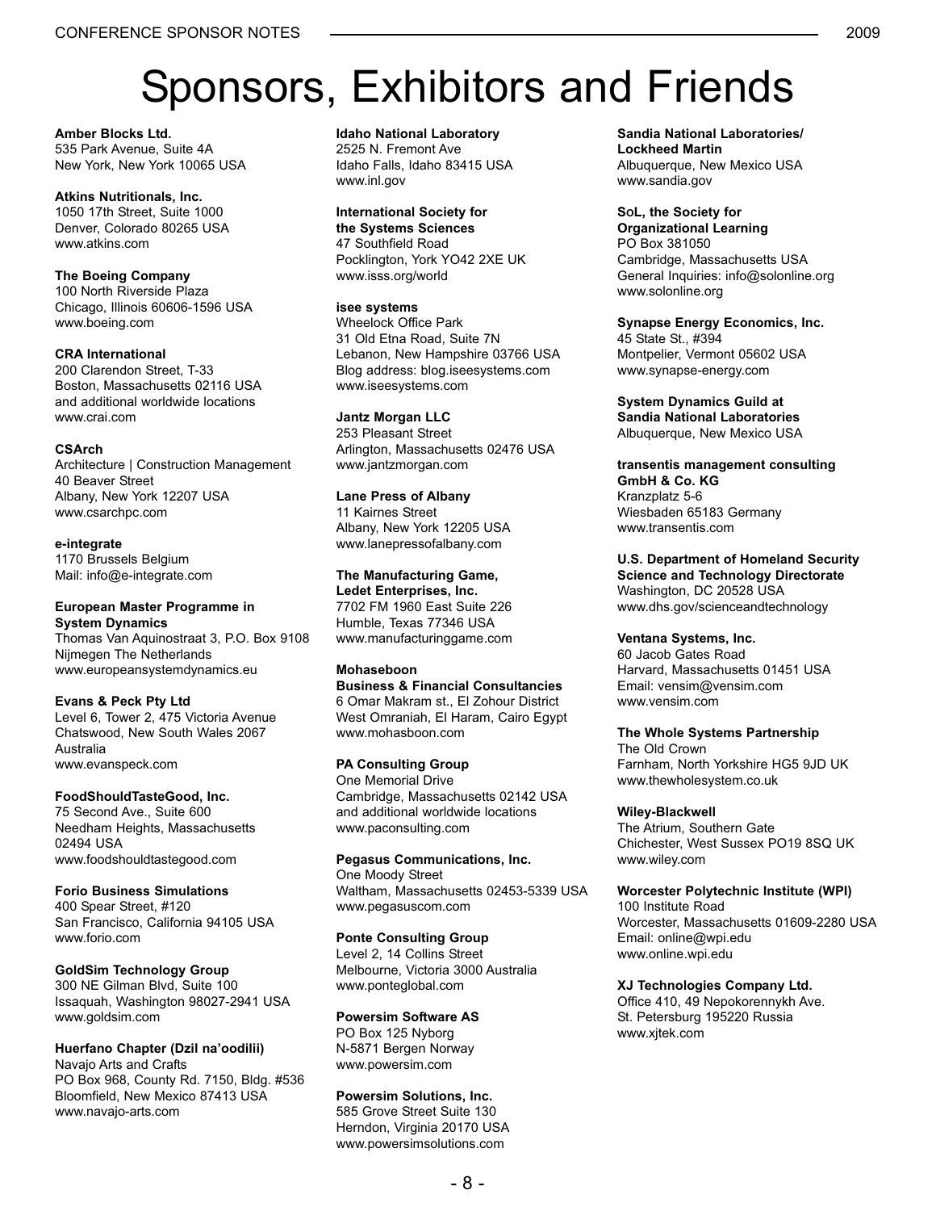# Sponsors, Exhibitors and Friends

**Amber Blocks Ltd.**
535 Park Avenue, Suite 4A
New York, New York 10065 USA

**Atkins Nutritionals, Inc.**
1050 17th Street, Suite 1000
Denver, Colorado 80265 USA
www.atkins.com

**The Boeing Company**
100 North Riverside Plaza
Chicago, Illinois 60606-1596 USA
www.boeing.com

**CRA International**
200 Clarendon Street, T-33
Boston, Massachusetts 02116 USA
and additional worldwide locations
www.crai.com

**CSArch**
Architecture | Construction Management
40 Beaver Street
Albany, New York 12207 USA
www.csarchpc.com

**e-integrate**
1170 Brussels Belgium
Mail: info@e-integrate.com

**European Master Programme in System Dynamics**
Thomas Van Aquinostraat 3, P.O. Box 9108
Nijmegen The Netherlands
www.europeansystemdynamics.eu

**Evans & Peck Pty Ltd**
Level 6, Tower 2, 475 Victoria Avenue
Chatswood, New South Wales 2067
Australia
www.evanspeck.com

**FoodShouldTasteGood, Inc.**
75 Second Ave., Suite 600
Needham Heights, Massachusetts
02494 USA
www.foodshouldtastegood.com

**Forio Business Simulations**
400 Spear Street, #120
San Francisco, California 94105 USA
www.forio.com

**GoldSim Technology Group**
300 NE Gilman Blvd, Suite 100
Issaquah, Washington 98027-2941 USA
www.goldsim.com

**Huerfano Chapter (Dzil na'oodilii)**
Navajo Arts and Crafts
PO Box 968, County Rd. 7150, Bldg. #536
Bloomfield, New Mexico 87413 USA
www.navajo-arts.com

**Idaho National Laboratory**
2525 N. Fremont Ave
Idaho Falls, Idaho 83415 USA
www.inl.gov

**International Society for the Systems Sciences**
47 Southfield Road
Pocklington, York YO42 2XE UK
www.isss.org/world

**isee systems**
Wheelock Office Park
31 Old Etna Road, Suite 7N
Lebanon, New Hampshire 03766 USA
Blog address: blog.iseesystems.com
www.iseesystems.com

**Jantz Morgan LLC**
253 Pleasant Street
Arlington, Massachusetts 02476 USA
www.jantzmorgan.com

**Lane Press of Albany**
11 Kairnes Street
Albany, New York 12205 USA
www.lanepressofalbany.com

**The Manufacturing Game, Ledet Enterprises, Inc.**
7702 FM 1960 East Suite 226
Humble, Texas 77346 USA
www.manufacturinggame.com

**Mohaseboon Business & Financial Consultancies**
6 Omar Makram st., El Zohour District
West Omraniah, El Haram, Cairo Egypt
www.mohasboon.com

**PA Consulting Group**
One Memorial Drive
Cambridge, Massachusetts 02142 USA
and additional worldwide locations
www.paconsulting.com

**Pegasus Communications, Inc.**
One Moody Street
Waltham, Massachusetts 02453-5339 USA
www.pegasuscom.com

**Ponte Consulting Group**
Level 2, 14 Collins Street
Melbourne, Victoria 3000 Australia
www.ponteglobal.com

**Powersim Software AS**
PO Box 125 Nyborg
N-5871 Bergen Norway
www.powersim.com

**Powersim Solutions, Inc.**
585 Grove Street Suite 130
Herndon, Virginia 20170 USA
www.powersimsolutions.com

**Sandia National Laboratories/ Lockheed Martin**
Albuquerque, New Mexico USA
www.sandia.gov

**SoL, the Society for Organizational Learning**
PO Box 381050
Cambridge, Massachusetts USA
General Inquiries: info@solonline.org
www.solonline.org

**Synapse Energy Economics, Inc.**
45 State St., #394
Montpelier, Vermont 05602 USA
www.synapse-energy.com

**System Dynamics Guild at Sandia National Laboratories**
Albuquerque, New Mexico USA

**transentis management consulting GmbH & Co. KG**
Kranzplatz 5-6
Wiesbaden 65183 Germany
www.transentis.com

**U.S. Department of Homeland Security Science and Technology Directorate**
Washington, DC 20528 USA
www.dhs.gov/scienceandtechnology

**Ventana Systems, Inc.**
60 Jacob Gates Road
Harvard, Massachusetts 01451 USA
Email: vensim@vensim.com
www.vensim.com

**The Whole Systems Partnership**
The Old Crown
Farnham, North Yorkshire HG5 9JD UK
www.thewholesystem.co.uk

**Wiley-Blackwell**
The Atrium, Southern Gate
Chichester, West Sussex PO19 8SQ UK
www.wiley.com

**Worcester Polytechnic Institute (WPI)**
100 Institute Road
Worcester, Massachusetts 01609-2280 USA
Email: online@wpi.edu
www.online.wpi.edu

**XJ Technologies Company Ltd.**
Office 410, 49 Nepokorennykh Ave.
St. Petersburg 195220 Russia
www.xjtek.com